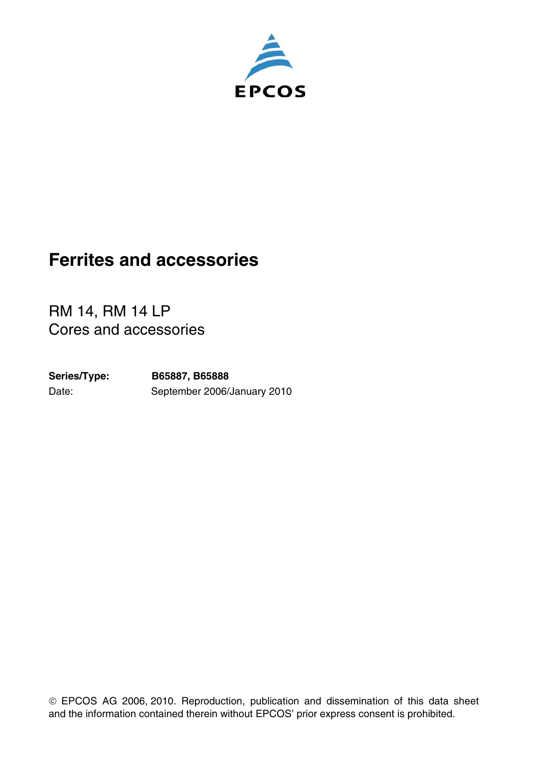EPCOS

# Ferrites and accessories

RM 14, RM 14 LP
Cores and accessories

**Series/Type:** **B65887, B65888**
Date: September 2006/January 2010

© EPCOS AG 2006, 2010. Reproduction, publication and dissemination of this data sheet and the information contained therein without EPCOS' prior express consent is prohibited.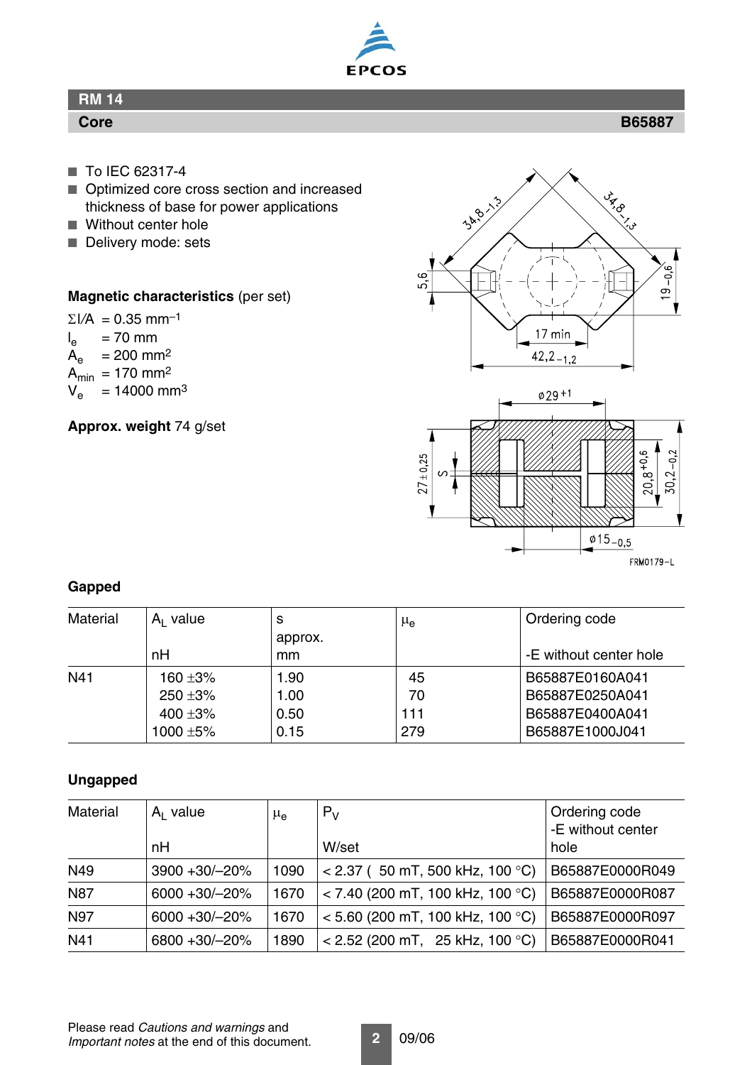**RM 14**

**Core** **B65887**

- To IEC 62317-4
- Optimized core cross section and increased thickness of base for power applications
- Without center hole
- Delivery mode: sets

**Magnetic characteristics** (per set)

$\Sigma l/A$ = 0.35 $mm^{-1}$
$l_e$ = 70 mm
$A_e$ = 200 $mm^2$
$A_{min}$ = 170 $mm^2$
$V_e$ = 14000 $mm^3$

**Approx. weight** 74 g/set

**Gapped**

| Material | $A_L$ value<br>nH | s<br>approx.<br>mm | $\mu_e$ | Ordering code<br>-E without center hole |
|---|---|---|---|---|
| N41 | 160 ±3% | 1.90 | 45 | B65887E0160A041 |
| | 250 ±3% | 1.00 | 70 | B65887E0250A041 |
| | 400 ±3% | 0.50 | 111 | B65887E0400A041 |
| | 1000 ±5% | 0.15 | 279 | B65887E1000J041 |

**Ungapped**

| Material | $A_L$ value<br>nH | $\mu_e$ | $P_V$<br>W/set | Ordering code<br>-E without center hole |
|---|---|---|---|---|
| N49 | 3900 +30/–20% | 1090 | < 2.37 ( 50 mT, 500 kHz, 100 °C) | B65887E0000R049 |
| N87 | 6000 +30/–20% | 1670 | < 7.40 (200 mT, 100 kHz, 100 °C) | B65887E0000R087 |
| N97 | 6000 +30/–20% | 1670 | < 5.60 (200 mT, 100 kHz, 100 °C) | B65887E0000R097 |
| N41 | 6800 +30/–20% | 1890 | < 2.52 (200 mT, 25 kHz, 100 °C) | B65887E0000R041 |

Please read *Cautions and warnings* and *Important notes* at the end of this document.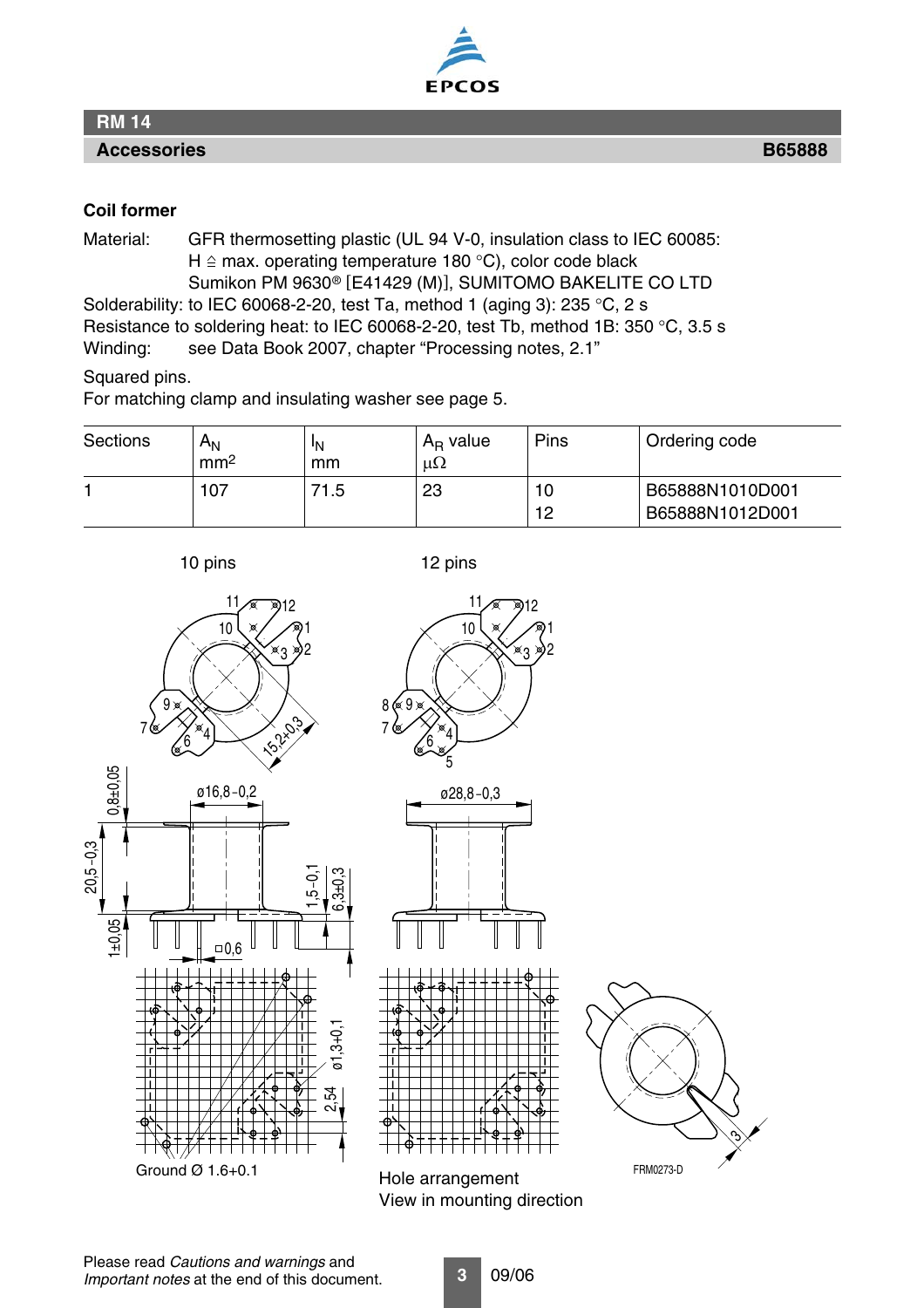## RM 14

### Accessories — B65888

**Coil former**

Material: GFR thermosetting plastic (UL 94 V-0, insulation class to IEC 60085: H ≙ max. operating temperature 180 °C), color code black
Sumikon PM 9630® [E41429 (M)], SUMITOMO BAKELITE CO LTD

Solderability: to IEC 60068-2-20, test Ta, method 1 (aging 3): 235 °C, 2 s

Resistance to soldering heat: to IEC 60068-2-20, test Tb, method 1B: 350 °C, 3.5 s

Winding: see Data Book 2007, chapter “Processing notes, 2.1”

Squared pins.

For matching clamp and insulating washer see page 5.

| Sections | $A_N$ mm² | $l_N$ mm | $A_R$ value μΩ | Pins | Ordering code |
|---|---|---|---|---|---|
| 1 | 107 | 71.5 | 23 | 10<br>12 | B65888N1010D001<br>B65888N1012D001 |

10 pins

12 pins

Ground Ø 1.6+0.1

Hole arrangement
View in mounting direction

FRM0273-D

Please read *Cautions and warnings* and *Important notes* at the end of this document.

09/06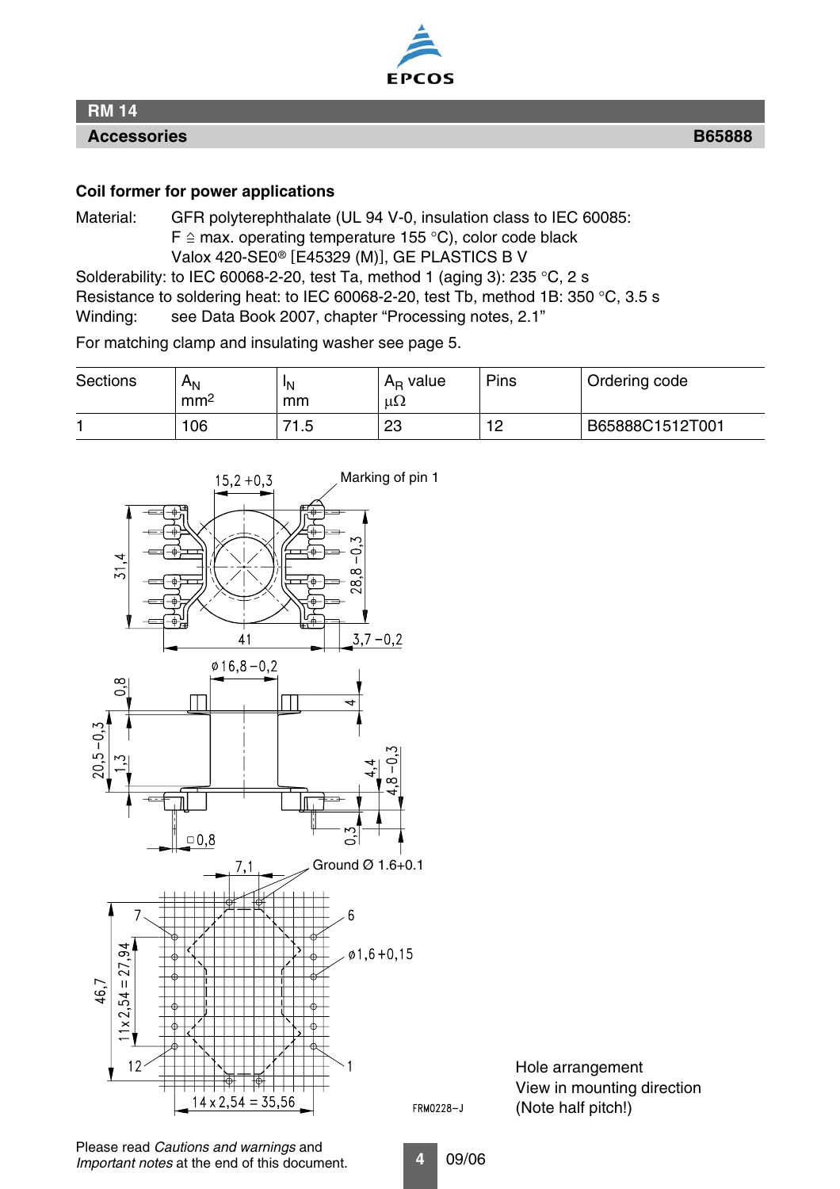## RM 14

### Accessories B65888

**Coil former for power applications**

Material: GFR polyterephthalate (UL 94 V-0, insulation class to IEC 60085: F ≙ max. operating temperature 155 °C), color code black Valox 420-SE0® [E45329 (M)], GE PLASTICS B V

Solderability: to IEC 60068-2-20, test Ta, method 1 (aging 3): 235 °C, 2 s

Resistance to soldering heat: to IEC 60068-2-20, test Tb, method 1B: 350 °C, 3.5 s

Winding: see Data Book 2007, chapter "Processing notes, 2.1"

For matching clamp and insulating washer see page 5.

| Sections | $A_N$ mm² | $l_N$ mm | $A_R$ value µΩ | Pins | Ordering code |
|---|---|---|---|---|---|
| 1 | 106 | 71.5 | 23 | 12 | B65888C1512T001 |

Marking of pin 1

Ground Ø 1.6+0.1

FRM0228-J

Hole arrangement
View in mounting direction
(Note half pitch!)

Please read *Cautions and warnings* and *Important notes* at the end of this document.

09/06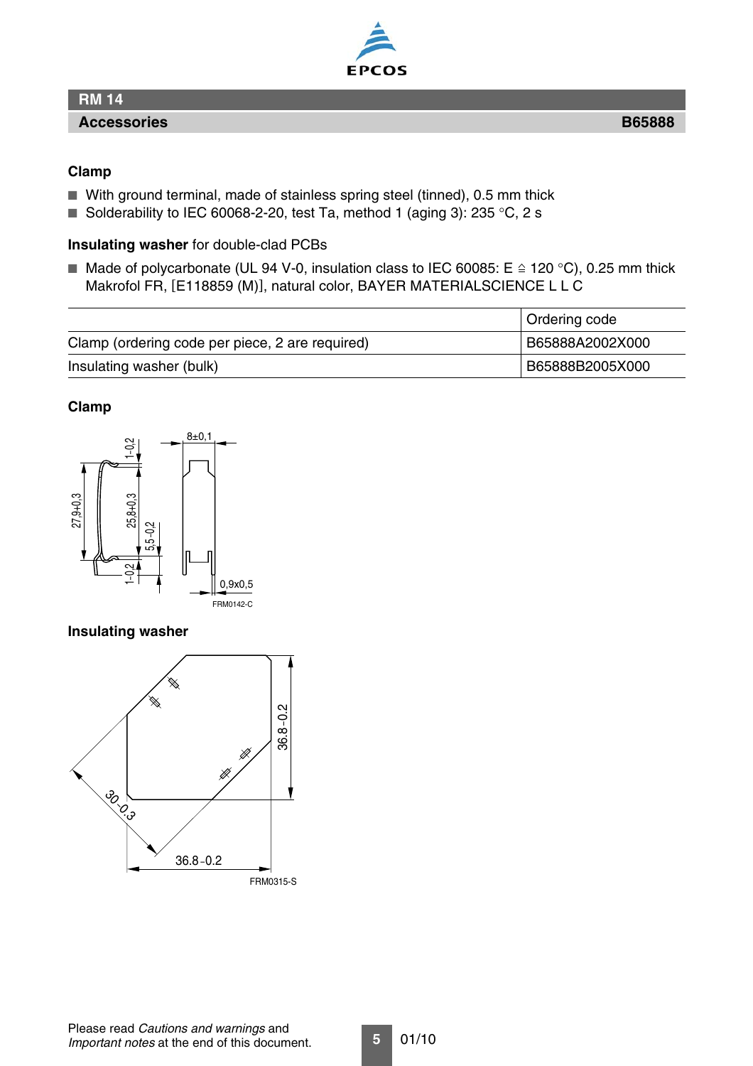## RM 14

**Accessories** **B65888**

### Clamp

- With ground terminal, made of stainless spring steel (tinned), 0.5 mm thick
- Solderability to IEC 60068-2-20, test Ta, method 1 (aging 3): 235 °C, 2 s

**Insulating washer** for double-clad PCBs

- Made of polycarbonate (UL 94 V-0, insulation class to IEC 60085: E ≙ 120 °C), 0.25 mm thick Makrofol FR, [E118859 (M)], natural color, BAYER MATERIALSCIENCE L L C

| | Ordering code |
|---|---|
| Clamp (ordering code per piece, 2 are required) | B65888A2002X000 |
| Insulating washer (bulk) | B65888B2005X000 |

### Clamp

1–0,2 8±0,1 27,9±0,3 25,8±0,3 5,5–0,2 1–0,2 0,9x0,5

FRM0142-C

### Insulating washer

36.8 –0.2 30 –0.3 36.8 –0.2

FRM0315-S

Please read *Cautions and warnings* and *Important notes* at the end of this document.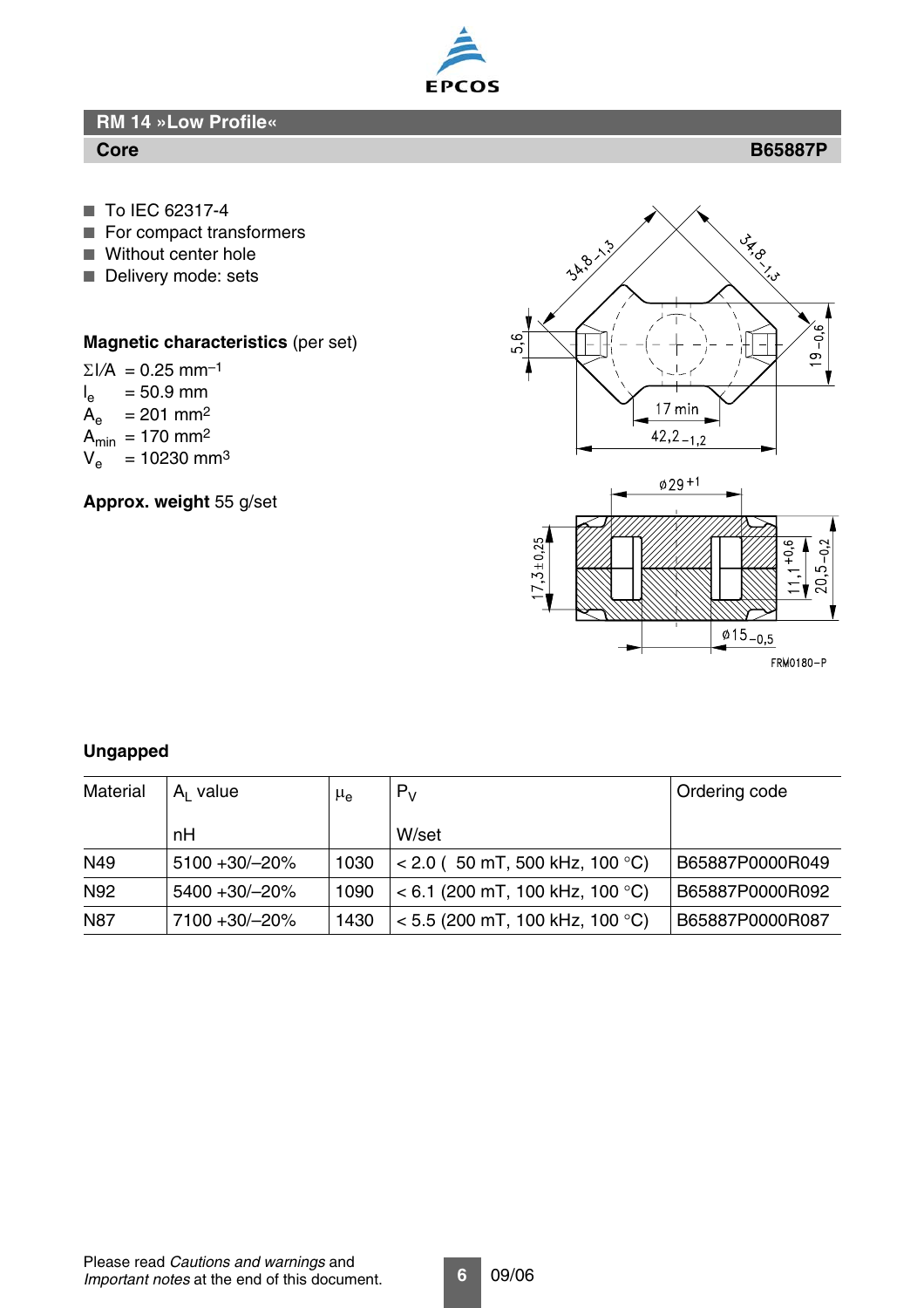## RM 14 »Low Profile«

**Core** **B65887P**

- To IEC 62317-4
- For compact transformers
- Without center hole
- Delivery mode: sets

**Magnetic characteristics** (per set)

$\Sigma l/A$ = 0.25 $mm^{-1}$
$l_e$ = 50.9 mm
$A_e$ = 201 $mm^2$
$A_{min}$ = 170 $mm^2$
$V_e$ = 10230 $mm^3$

**Approx. weight** 55 g/set

**Ungapped**

| Material | $A_L$ value<br>nH | $\mu_e$ | $P_V$<br>W/set | Ordering code |
|---|---|---|---|---|
| N49 | 5100 +30/–20% | 1030 | < 2.0 ( 50 mT, 500 kHz, 100 °C) | B65887P0000R049 |
| N92 | 5400 +30/–20% | 1090 | < 6.1 (200 mT, 100 kHz, 100 °C) | B65887P0000R092 |
| N87 | 7100 +30/–20% | 1430 | < 5.5 (200 mT, 100 kHz, 100 °C) | B65887P0000R087 |

Please read *Cautions and warnings* and *Important notes* at the end of this document.

09/06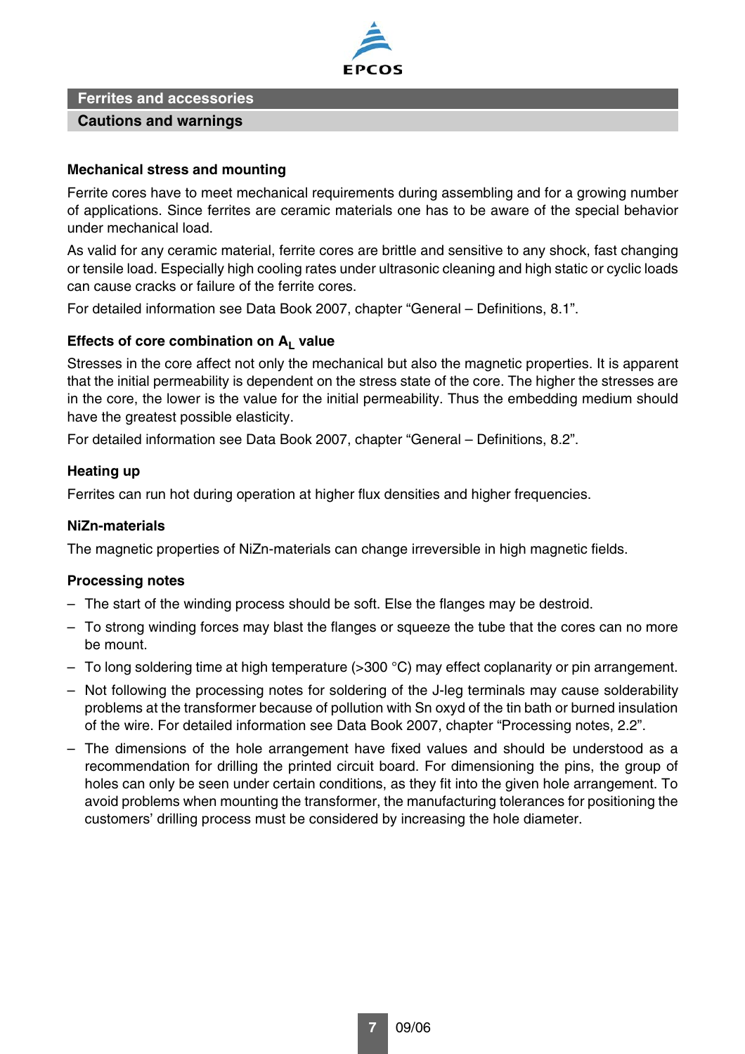# Ferrites and accessories

## Cautions and warnings

### Mechanical stress and mounting

Ferrite cores have to meet mechanical requirements during assembling and for a growing number of applications. Since ferrites are ceramic materials one has to be aware of the special behavior under mechanical load.

As valid for any ceramic material, ferrite cores are brittle and sensitive to any shock, fast changing or tensile load. Especially high cooling rates under ultrasonic cleaning and high static or cyclic loads can cause cracks or failure of the ferrite cores.

For detailed information see Data Book 2007, chapter "General – Definitions, 8.1".

### Effects of core combination on $A_L$ value

Stresses in the core affect not only the mechanical but also the magnetic properties. It is apparent that the initial permeability is dependent on the stress state of the core. The higher the stresses are in the core, the lower is the value for the initial permeability. Thus the embedding medium should have the greatest possible elasticity.

For detailed information see Data Book 2007, chapter "General – Definitions, 8.2".

### Heating up

Ferrites can run hot during operation at higher flux densities and higher frequencies.

### NiZn-materials

The magnetic properties of NiZn-materials can change irreversible in high magnetic fields.

### Processing notes

- The start of the winding process should be soft. Else the flanges may be destroid.
- To strong winding forces may blast the flanges or squeeze the tube that the cores can no more be mount.
- To long soldering time at high temperature (>300 °C) may effect coplanarity or pin arrangement.
- Not following the processing notes for soldering of the J-leg terminals may cause solderability problems at the transformer because of pollution with Sn oxyd of the tin bath or burned insulation of the wire. For detailed information see Data Book 2007, chapter "Processing notes, 2.2".
- The dimensions of the hole arrangement have fixed values and should be understood as a recommendation for drilling the printed circuit board. For dimensioning the pins, the group of holes can only be seen under certain conditions, as they fit into the given hole arrangement. To avoid problems when mounting the transformer, the manufacturing tolerances for positioning the customers' drilling process must be considered by increasing the hole diameter.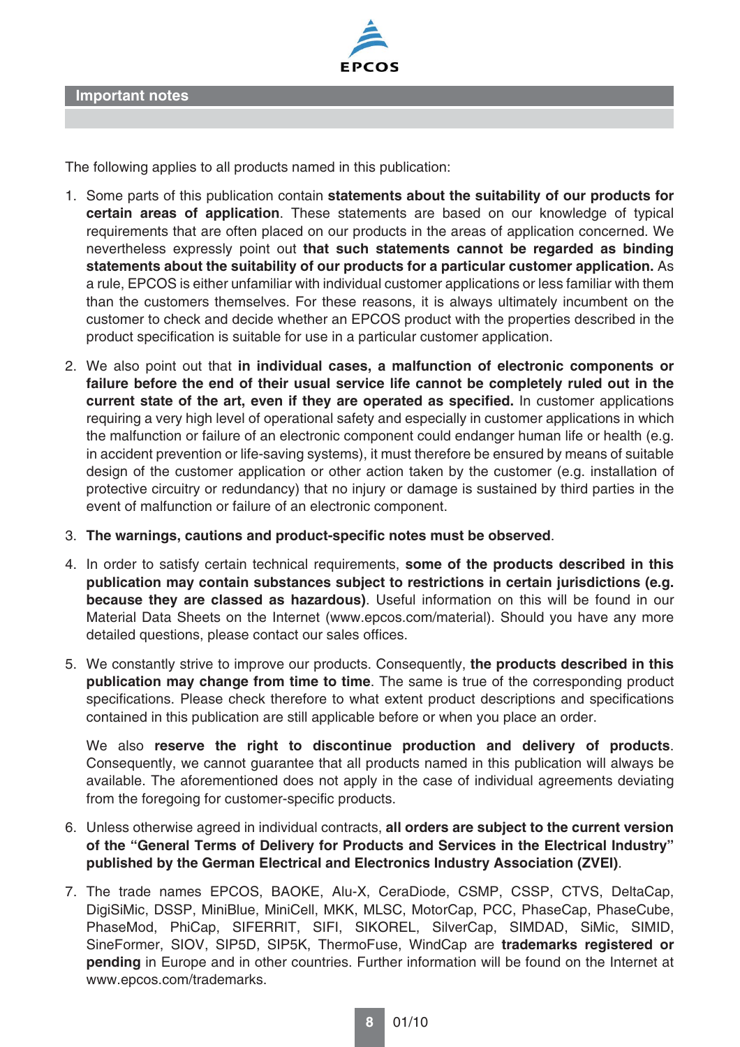## Important notes

The following applies to all products named in this publication:

1. Some parts of this publication contain **statements about the suitability of our products for certain areas of application**. These statements are based on our knowledge of typical requirements that are often placed on our products in the areas of application concerned. We nevertheless expressly point out **that such statements cannot be regarded as binding statements about the suitability of our products for a particular customer application.** As a rule, EPCOS is either unfamiliar with individual customer applications or less familiar with them than the customers themselves. For these reasons, it is always ultimately incumbent on the customer to check and decide whether an EPCOS product with the properties described in the product specification is suitable for use in a particular customer application.
2. We also point out that **in individual cases, a malfunction of electronic components or failure before the end of their usual service life cannot be completely ruled out in the current state of the art, even if they are operated as specified.** In customer applications requiring a very high level of operational safety and especially in customer applications in which the malfunction or failure of an electronic component could endanger human life or health (e.g. in accident prevention or life-saving systems), it must therefore be ensured by means of suitable design of the customer application or other action taken by the customer (e.g. installation of protective circuitry or redundancy) that no injury or damage is sustained by third parties in the event of malfunction or failure of an electronic component.
3. **The warnings, cautions and product-specific notes must be observed**.
4. In order to satisfy certain technical requirements, **some of the products described in this publication may contain substances subject to restrictions in certain jurisdictions (e.g. because they are classed as hazardous)**. Useful information on this will be found in our Material Data Sheets on the Internet (www.epcos.com/material). Should you have any more detailed questions, please contact our sales offices.
5. We constantly strive to improve our products. Consequently, **the products described in this publication may change from time to time**. The same is true of the corresponding product specifications. Please check therefore to what extent product descriptions and specifications contained in this publication are still applicable before or when you place an order.

   We also **reserve the right to discontinue production and delivery of products**. Consequently, we cannot guarantee that all products named in this publication will always be available. The aforementioned does not apply in the case of individual agreements deviating from the foregoing for customer-specific products.
6. Unless otherwise agreed in individual contracts, **all orders are subject to the current version of the "General Terms of Delivery for Products and Services in the Electrical Industry" published by the German Electrical and Electronics Industry Association (ZVEI)**.
7. The trade names EPCOS, BAOKE, Alu-X, CeraDiode, CSMP, CSSP, CTVS, DeltaCap, DigiSiMic, DSSP, MiniBlue, MiniCell, MKK, MLSC, MotorCap, PCC, PhaseCap, PhaseCube, PhaseMod, PhiCap, SIFERRIT, SIFI, SIKOREL, SilverCap, SIMDAD, SiMic, SIMID, SineFormer, SIOV, SIP5D, SIP5K, ThermoFuse, WindCap are **trademarks registered or pending** in Europe and in other countries. Further information will be found on the Internet at www.epcos.com/trademarks.